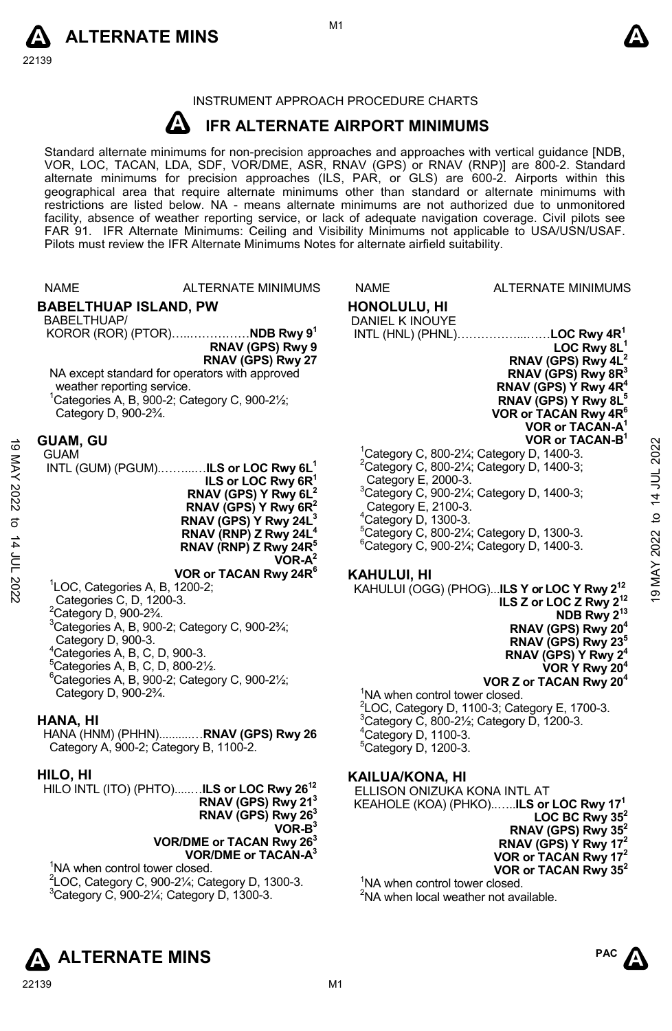INSTRUMENT APPROACH PROCEDURE CHARTS

# IFR ALTERNATE AIRPORT MINIMUMS

Standard alternate minimums for non-precision approaches and approaches with vertical guidance [NDB, VOR, LOC, TACAN, LDA, SDF, VOR/DME, ASR, RNAV (GPS) or RNAV (RNP)] are 800-2. Standard alternate minimums for precision approaches (ILS, PAR, or GLS) are 600-2. Airports within this geographical area that require alternate minimums other than standard or alternate minimums with restrictions are listed below. NA - means alternate minimums are not authorized due to unmonitored facility, absence of weather reporting service, or lack of adequate navigation coverage. Civil pilots see FAR 91. IFR Alternate Minimums: Ceiling and Visibility Minimums not applicable to USA/USN/USAF. Pilots must review the IFR Alternate Minimums Notes for alternate airfield suitability.

NAME — ALTERNATE MINIMUMS

## BABELTHUAP ISLAND, PW

BABELTHUAP/
KOROR (ROR) (PTOR)……………… **NDB Rwy 9**[1]
**RNAV (GPS) Rwy 9**
**RNAV (GPS) Rwy 27**

NA except standard for operators with approved weather reporting service.
[1]Categories A, B, 900-2; Category C, 900-2½; Category D, 900-2¾.

## GUAM, GU

GUAM
INTL (GUM) (PGUM)………… **ILS or LOC Rwy 6L**[1]
**ILS or LOC Rwy 6R**[1]
**RNAV (GPS) Y Rwy 6L**[2]
**RNAV (GPS) Y Rwy 6R**[2]
**RNAV (GPS) Y Rwy 24L**[3]
**RNAV (RNP) Z Rwy 24L**[4]
**RNAV (RNP) Z Rwy 24R**[5]
**VOR-A**[2]
**VOR or TACAN Rwy 24R**[6]

[1]LOC, Categories A, B, 1200-2; Categories C, D, 1200-3.
[2]Category D, 900-2¾.
[3]Categories A, B, 900-2; Category C, 900-2¾; Category D, 900-3.
[4]Categories A, B, C, D, 900-3.
[5]Categories A, B, C, D, 800-2½.
[6]Categories A, B, 900-2; Category C, 900-2½; Category D, 900-2¾.

## HANA, HI

HANA (HNM) (PHHN)………… **RNAV (GPS) Rwy 26**
Category A, 900-2; Category B, 1100-2.

## HILO, HI

HILO INTL (ITO) (PHTO)……… **ILS or LOC Rwy 26**[12]
**RNAV (GPS) Rwy 21**[3]
**RNAV (GPS) Rwy 26**[3]
**VOR-B**[3]
**VOR/DME or TACAN Rwy 26**[3]
**VOR/DME or TACAN-A**[3]

[1]NA when control tower closed.
[2]LOC, Category C, 900-2¼; Category D, 1300-3.
[3]Category C, 900-2¼; Category D, 1300-3.

## HONOLULU, HI

DANIEL K INOUYE
INTL (HNL) (PHNL)……………… **LOC Rwy 4R**[1]
**LOC Rwy 8L**[1]
**RNAV (GPS) Rwy 4L**[2]
**RNAV (GPS) Rwy 8R**[3]
**RNAV (GPS) Y Rwy 4R**[4]
**RNAV (GPS) Y Rwy 8L**[5]
**VOR or TACAN Rwy 4R**[6]
**VOR or TACAN-A**[1]
**VOR or TACAN-B**[1]

[1]Category C, 800-2¼; Category D, 1400-3.
[2]Category C, 800-2¼; Category D, 1400-3; Category E, 2000-3.
[3]Category C, 900-2¼; Category D, 1400-3; Category E, 2100-3.
[4]Category D, 1300-3.
[5]Category C, 800-2¼; Category D, 1300-3.
[6]Category C, 900-2¼; Category D, 1400-3.

## KAHULUI, HI

KAHULUI (OGG) (PHOG)... **ILS Y or LOC Y Rwy 2**[12]
**ILS Z or LOC Z Rwy 2**[12]
**NDB Rwy 2**[13]
**RNAV (GPS) Rwy 20**[4]
**RNAV (GPS) Rwy 23**[5]
**RNAV (GPS) Y Rwy 2**[4]
**VOR Y Rwy 20**[4]
**VOR Z or TACAN Rwy 20**[4]

[1]NA when control tower closed.
[2]LOC, Category D, 1100-3; Category E, 1700-3.
[3]Category C, 800-2½; Category D, 1200-3.
[4]Category D, 1100-3.
[5]Category D, 1200-3.

## KAILUA/KONA, HI

ELLISON ONIZUKA KONA INTL AT
KEAHOLE (KOA) (PHKO)…… **ILS or LOC Rwy 17**[1]
**LOC BC Rwy 35**[2]
**RNAV (GPS) Rwy 35**[2]
**RNAV (GPS) Y Rwy 17**[2]
**VOR or TACAN Rwy 17**[2]
**VOR or TACAN Rwy 35**[2]

[1]NA when control tower closed.
[2]NA when local weather not available.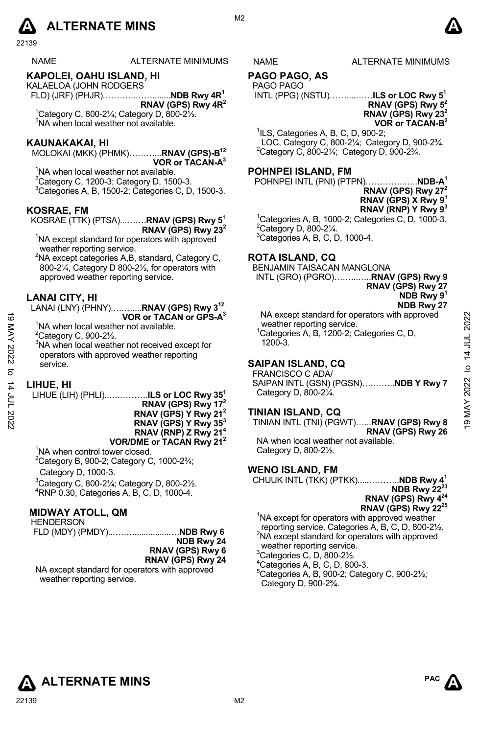# ALTERNATE MINS

| NAME | ALTERNATE MINIMUMS |
|---|---|

## KAPOLEI, OAHU ISLAND, HI

KALAELOA (JOHN RODGERS FLD) (JRF) (PHJR)……………........**NDB Rwy 4R**[1]
**RNAV (GPS) Rwy 4R**[2]

[1]Category C, 800-2¼; Category D, 800-2½.
[2]NA when local weather not available.

## KAUNAKAKAI, HI

MOLOKAI (MKK) (PHMK)………...**RNAV (GPS)-B**[12]
**VOR or TACAN-A**[3]

[1]NA when local weather not available.
[2]Category C, 1200-3; Category D, 1500-3.
[3]Categories A, B, 1500-2; Categories C, D, 1500-3.

## KOSRAE, FM

KOSRAE (TTK) (PTSA)...……**RNAV (GPS) Rwy 5**[1]
**RNAV (GPS) Rwy 23**[2]

[1]NA except standard for operators with approved weather reporting service.
[2]NA except categories A,B, standard, Category C, 800-2¼, Category D 800-2½, for operators with approved weather reporting service.

## LANAI CITY, HI

LANAI (LNY) (PHNY).……....**RNAV (GPS) Rwy 3**[12]
**VOR or TACAN or GPS-A**[3]

[1]NA when local weather not available.
[2]Category C, 900-2½.
[3]NA when local weather not received except for operators with approved weather reporting service.

## LIHUE, HI

LIHUE (LIH) (PHLI)..…..……..**ILS or LOC Rwy 35**[1]
**RNAV (GPS) Rwy 17**[2]
**RNAV (GPS) Y Rwy 21**[2]
**RNAV (GPS) Y Rwy 35**[3]
**RNAV (RNP) Z Rwy 21**[4]
**VOR/DME or TACAN Rwy 21**[2]

[1]NA when control tower closed.
[2]Category B, 900-2; Category C, 1000-2¾; Category D, 1000-3.
[3]Category C, 800-2¼; Category D, 800-2½.
[4]RNP 0.30, Categories A, B, C, D, 1000-4.

## MIDWAY ATOLL, QM

HENDERSON FLD (MDY) (PMDY)...……................…**NDB Rwy 6**
**NDB Rwy 24**
**RNAV (GPS) Rwy 6**
**RNAV (GPS) Rwy 24**

NA except standard for operators with approved weather reporting service.

## PAGO PAGO, AS

PAGO PAGO INTL (PPG) (NSTU)……....……**ILS or LOC Rwy 5**[1]
**RNAV (GPS) Rwy 5**[2]
**RNAV (GPS) Rwy 23**[2]
**VOR or TACAN-B**[2]

[1]ILS, Categories A, B, C, D, 900-2; LOC, Category C, 800-2¼; Category D, 900-2¾.
[2]Category C, 800-2¼; Category D, 900-2¾.

## POHNPEI ISLAND, FM

POHNPEI INTL (PNI) (PTPN)……………..…..**NDB-A**[1]
**RNAV (GPS) Rwy 27**[2]
**RNAV (GPS) X Rwy 9**[1]
**RNAV (RNP) Y Rwy 9**[3]

[1]Categories A, B, 1000-2; Categories C, D, 1000-3.
[2]Category D, 800-2¼.
[3]Categories A, B, C, D, 1000-4.

## ROTA ISLAND, CQ

BENJAMIN TAISACAN MANGLONA INTL (GRO) (PGRO)……....…..**RNAV (GPS) Rwy 9**
**RNAV (GPS) Rwy 27**
**NDB Rwy 9**[1]
**NDB Rwy 27**

NA except standard for operators with approved weather reporting service.
[1]Categories A, B, 1200-2; Categories C, D, 1200-3.

## SAIPAN ISLAND, CQ

FRANCISCO C ADA/ SAIPAN INTL (GSN) (PGSN)…..……..**NDB Y Rwy 7**
Category D, 800-2¼.

## TINIAN ISLAND, CQ

TINIAN INTL (TNI) (PGWT)…...**RNAV (GPS) Rwy 8**
**RNAV (GPS) Rwy 26**

NA when local weather not available.
Category D, 800-2½.

## WENO ISLAND, FM

CHUUK INTL (TKK) (PTKK).....……….**NDB Rwy 4**[1]
**NDB Rwy 22**[23]
**RNAV (GPS) Rwy 4**[24]
**RNAV (GPS) Rwy 22**[25]

[1]NA except for operators with approved weather reporting service. Categories A, B, C, D, 800-2½.
[2]NA except standard for operators with approved weather reporting service.
[3]Categories C, D, 800-2½.
[4]Categories A, B, C, D, 800-3.
[5]Categories A, B, 900-2; Category C, 900-2½; Category D, 900-2¾.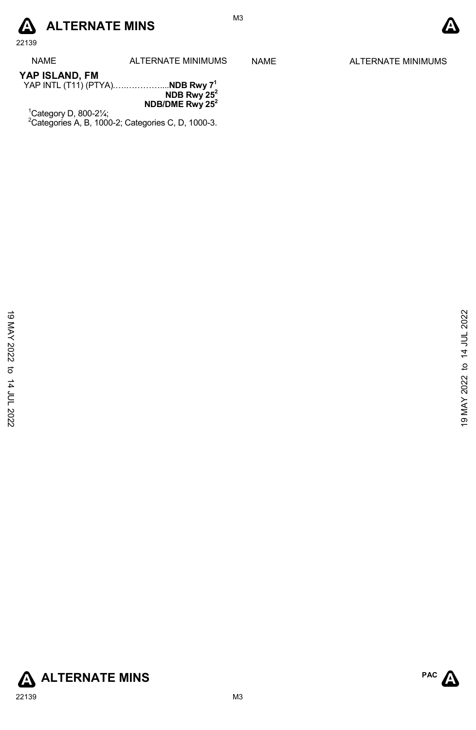# ALTERNATE MINS

| NAME | ALTERNATE MINIMUMS | NAME | ALTERNATE MINIMUMS |
| --- | --- | --- | --- |

**YAP ISLAND, FM**

YAP INTL (T11) (PTYA)………………....**NDB Rwy 7**[1]
**NDB Rwy 25**[2]
**NDB/DME Rwy 25**[2]

[1]Category D, 800-2¼;
[2]Categories A, B, 1000-2; Categories C, D, 1000-3.